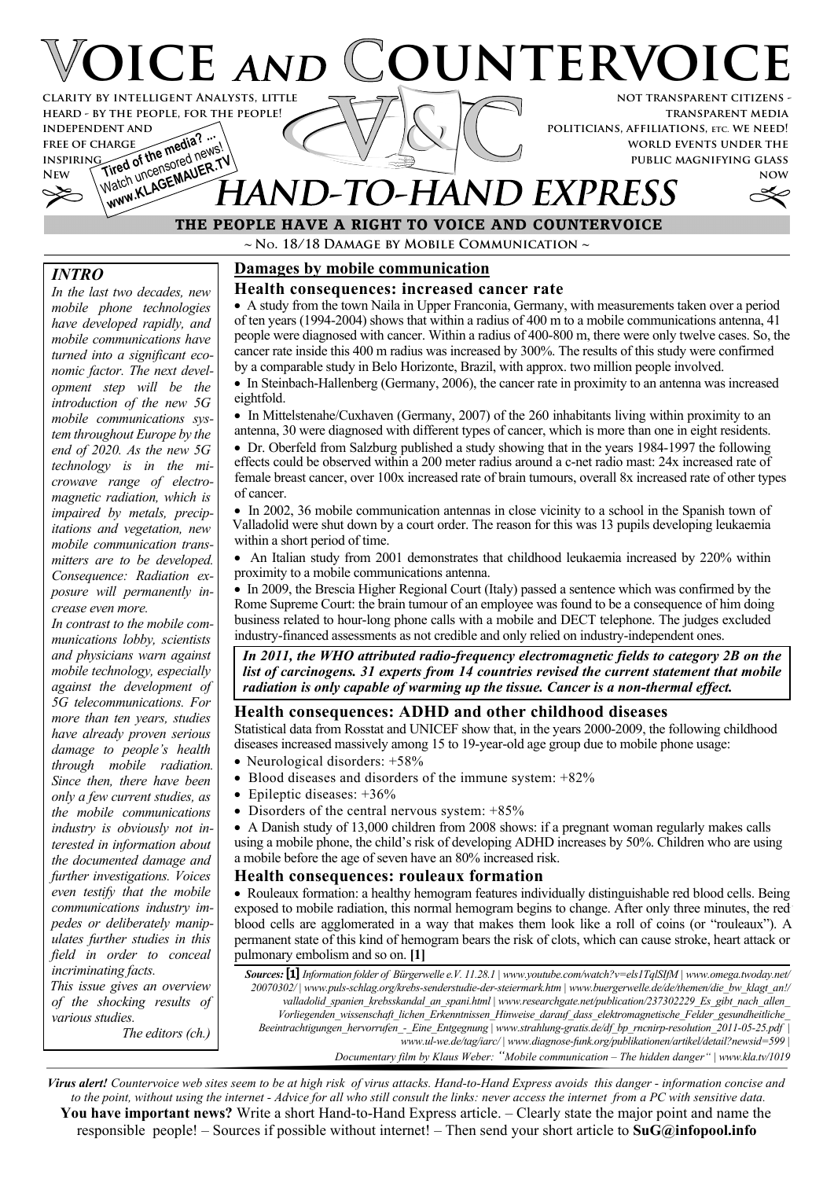# VOICE AND COUNTERVOICE

CLARITY BY INTELLIGENT ANALYSTS, LITTLE HEARD - BY THE PEOPLE, FOR THE PEOPLE! INDEPENDENT AND FREE OF CHARGE INSPIRING NEW

Tired of the media? ... Watch uncensored news! www.KLAGEMAUER.TV

NOT TRANSPARENT CITIZENS - TRANSPARENT MEDIA POLITICIANS, AFFILIATIONS, ETC. WE NEED! WORLD EVENTS UNDER THE PUBLIC MAGNIFYING GLASS NOW

## HAND-TO-HAND EXPRESS

**THE PEOPLE HAVE A RIGHT TO VOICE AND COUNTERVOICE**

~ No. 18/18 Damage by Mobile Communication ~

### INTRO

*In the last two decades, new mobile phone technologies have developed rapidly, and mobile communications have turned into a significant economic factor. The next development step will be the introduction of the new 5G mobile communications system throughout Europe by the end of 2020. As the new 5G technology is in the microwave range of electromagnetic radiation, which is impaired by metals, precipitations and vegetation, new mobile communication transmitters are to be developed. Consequence: Radiation exposure will permanently increase even more.*

*In contrast to the mobile communications lobby, scientists and physicians warn against mobile technology, especially against the development of 5G telecommunications. For more than ten years, studies have already proven serious damage to people's health through mobile radiation. Since then, there have been only a few current studies, as the mobile communications industry is obviously not interested in information about the documented damage and further investigations. Voices even testify that the mobile communications industry impedes or deliberately manipulates further studies in this field in order to conceal incriminating facts.*

*This issue gives an overview of the shocking results of various studies.*

*The editors (ch.)*

## Damages by mobile communication

### Health consequences: increased cancer rate

- A study from the town Naila in Upper Franconia, Germany, with measurements taken over a period of ten years (1994-2004) shows that within a radius of 400 m to a mobile communications antenna, 41 people were diagnosed with cancer. Within a radius of 400-800 m, there were only twelve cases. So, the cancer rate inside this 400 m radius was increased by 300%. The results of this study were confirmed by a comparable study in Belo Horizonte, Brazil, with approx. two million people involved.
- In Steinbach-Hallenberg (Germany, 2006), the cancer rate in proximity to an antenna was increased eightfold.
- In Mittelstenahe/Cuxhaven (Germany, 2007) of the 260 inhabitants living within proximity to an antenna, 30 were diagnosed with different types of cancer, which is more than one in eight residents.
- Dr. Oberfeld from Salzburg published a study showing that in the years 1984-1997 the following effects could be observed within a 200 meter radius around a c-net radio mast: 24x increased rate of female breast cancer, over 100x increased rate of brain tumours, overall 8x increased rate of other types of cancer.
- In 2002, 36 mobile communication antennas in close vicinity to a school in the Spanish town of Valladolid were shut down by a court order. The reason for this was 13 pupils developing leukaemia within a short period of time.
- An Italian study from 2001 demonstrates that childhood leukaemia increased by 220% within proximity to a mobile communications antenna.
- In 2009, the Brescia Higher Regional Court (Italy) passed a sentence which was confirmed by the Rome Supreme Court: the brain tumour of an employee was found to be a consequence of him doing business related to hour-long phone calls with a mobile and DECT telephone. The judges excluded industry-financed assessments as not credible and only relied on industry-independent ones.

***In 2011, the WHO attributed radio-frequency electromagnetic fields to category 2B on the list of carcinogens. 31 experts from 14 countries revised the current statement that mobile radiation is only capable of warming up the tissue. Cancer is a non-thermal effect.***

### Health consequences: ADHD and other childhood diseases

Statistical data from Rosstat and UNICEF show that, in the years 2000-2009, the following childhood diseases increased massively among 15 to 19-year-old age group due to mobile phone usage:

- Neurological disorders: +58%
- Blood diseases and disorders of the immune system: +82%
- Epileptic diseases: +36%
- Disorders of the central nervous system: +85%
- A Danish study of 13,000 children from 2008 shows: if a pregnant woman regularly makes calls using a mobile phone, the child's risk of developing ADHD increases by 50%. Children who are using a mobile before the age of seven have an 80% increased risk.

### Health consequences: rouleaux formation

- Rouleaux formation: a healthy hemogram features individually distinguishable red blood cells. Being exposed to mobile radiation, this normal hemogram begins to change. After only three minutes, the red blood cells are agglomerated in a way that makes them look like a roll of coins (or "rouleaux"). A permanent state of this kind of hemogram bears the risk of clots, which can cause stroke, heart attack or pulmonary embolism and so on. **[1]**

***Sources:*** **[1]** *Information folder of Bürgerwelle e.V. 11.28.1 | www.youtube.com/watch?v=els1TqlSIfM | www.omega.twoday.net/20070302/ | www.puls-schlag.org/krebs-senderstudie-der-steiermark.htm | www.buergerwelle.de/de/themen/die_bw_klagt_an!/valladolid_spanien_krebsskandal_an_spani.html | www.researchgate.net/publication/237302229_Es_gibt_nach_allen_Vorliegenden_wissenschaft_lichen_Erkenntnissen_Hinweise_darauf_dass_elektromagnetische_Felder_gesundheitliche_Beeintrachtigungen_hervorrufen_-_Eine_Entgegnung | www.strahlung-gratis.de/df_bp_rncnirp-resolution_2011-05-25.pdf | www.ul-we.de/tag/iarc/ | www.diagnose-funk.org/publikationen/artikel/detail?newsid=599 | Documentary film by Klaus Weber: "Mobile communication – The hidden danger" | www.kla.tv/1019*

***Virus alert!*** *Countervoice web sites seem to be at high risk of virus attacks. Hand-to-Hand Express avoids this danger - information concise and to the point, without using the internet - Advice for all who still consult the links: never access the internet from a PC with sensitive data.*

**You have important news?** Write a short Hand-to-Hand Express article. – Clearly state the major point and name the responsible people! – Sources if possible without internet! – Then send your short article to **SuG@infopool.info**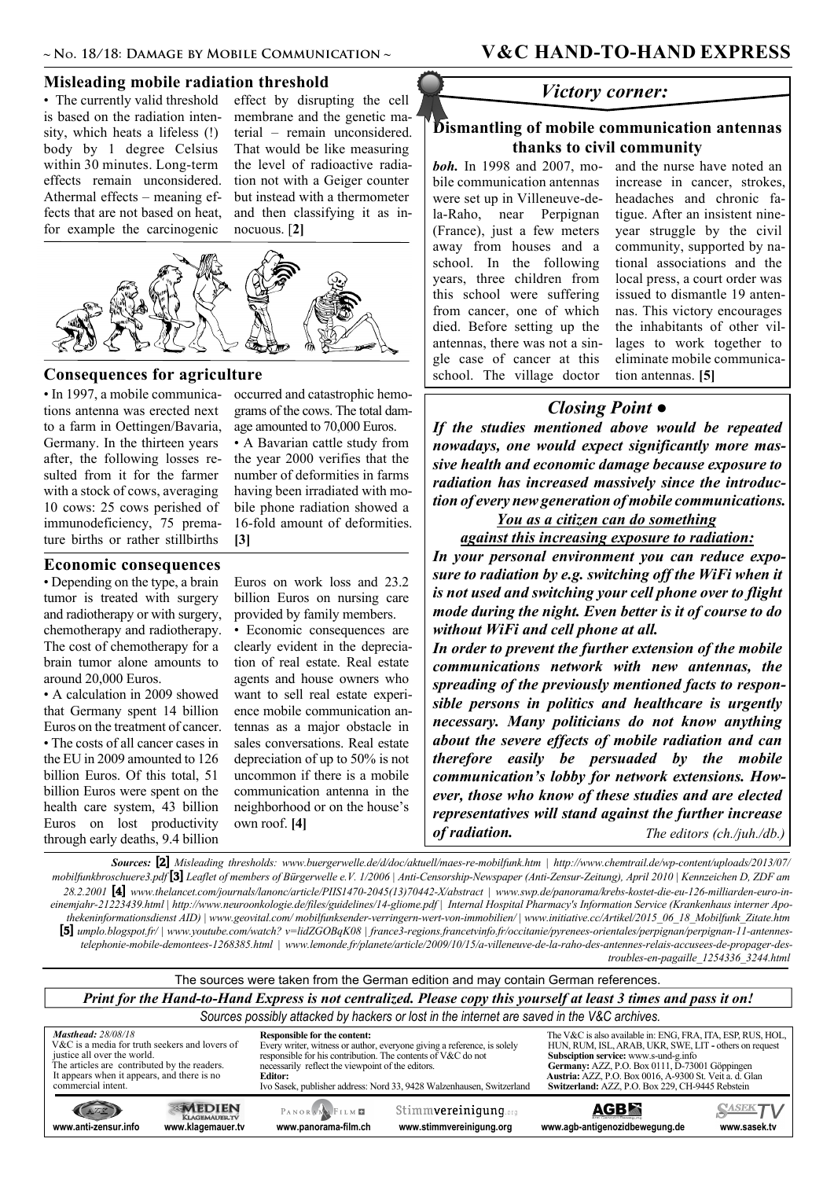## Misleading mobile radiation threshold

• The currently valid threshold is based on the radiation intensity, which heats a lifeless (!) body by 1 degree Celsius within 30 minutes. Long-term effects remain unconsidered. Athermal effects – meaning effects that are not based on heat, for example the carcinogenic effect by disrupting the cell membrane and the genetic material – remain unconsidered. That would be like measuring the level of radioactive radiation not with a Geiger counter but instead with a thermometer and then classifying it as innocuous. [**2**]

## Consequences for agriculture

• In 1997, a mobile communications antenna was erected next to a farm in Oettingen/Bavaria, Germany. In the thirteen years after, the following losses resulted from it for the farmer with a stock of cows, averaging 10 cows: 25 cows perished of immunodeficiency, 75 premature births or rather stillbirths occurred and catastrophic hemograms of the cows. The total damage amounted to 70,000 Euros.

• A Bavarian cattle study from the year 2000 verifies that the number of deformities in farms having been irradiated with mobile phone radiation showed a 16-fold amount of deformities. **[3]**

## Economic consequences

• Depending on the type, a brain tumor is treated with surgery and radiotherapy or with surgery, chemotherapy and radiotherapy. The cost of chemotherapy for a brain tumor alone amounts to around 20,000 Euros.

• A calculation in 2009 showed that Germany spent 14 billion Euros on the treatment of cancer.

• The costs of all cancer cases in the EU in 2009 amounted to 126 billion Euros. Of this total, 51 billion Euros were spent on the health care system, 43 billion Euros on lost productivity through early deaths, 9.4 billion Euros on work loss and 23.2 billion Euros on nursing care provided by family members.

• Economic consequences are clearly evident in the depreciation of real estate. Real estate agents and house owners who want to sell real estate experience mobile communication antennas as a major obstacle in sales conversations. Real estate depreciation of up to 50% is not uncommon if there is a mobile communication antenna in the neighborhood or on the house's own roof. **[4]**

## *Victory corner:*

### Dismantling of mobile communication antennas thanks to civil community

***boh.*** In 1998 and 2007, mobile communication antennas were set up in Villeneuve-de-la-Raho, near Perpignan (France), just a few meters away from houses and a school. In the following years, three children from this school were suffering from cancer, one of which died. Before setting up the antennas, there was not a single case of cancer at this school. The village doctor and the nurse have noted an increase in cancer, strokes, headaches and chronic fatigue. After an insistent nine-year struggle by the civil community, supported by national associations and the local press, a court order was issued to dismantle 19 antennas. This victory encourages the inhabitants of other villages to work together to eliminate mobile communication antennas. **[5]**

## *Closing Point ●*

***If the studies mentioned above would be repeated nowadays, one would expect significantly more massive health and economic damage because exposure to radiation has increased massively since the introduction of every new generation of mobile communications.***

***You as a citizen can do something against this increasing exposure to radiation:***

***In your personal environment you can reduce exposure to radiation by e.g. switching off the WiFi when it is not used and switching your cell phone over to flight mode during the night. Even better is it of course to do without WiFi and cell phone at all.***

***In order to prevent the further extension of the mobile communications network with new antennas, the spreading of the previously mentioned facts to responsible persons in politics and healthcare is urgently necessary. Many politicians do not know anything about the severe effects of mobile radiation and can therefore easily be persuaded by the mobile communication's lobby for network extensions. However, those who know of these studies and are elected representatives will stand against the further increase of radiation.***

*The editors (ch./juh./db.)*

***Sources:*** **[2]** *Misleading thresholds: www.buergerwelle.de/d/doc/aktuell/maes-re-mobilfunk.htm | http://www.chemtrail.de/wp-content/uploads/2013/07/mobilfunkbroschuere3.pdf* **[3]** *Leaflet of members of Bürgerwelle e.V. 1/2006 | Anti-Censorship-Newspaper (Anti-Zensur-Zeitung), April 2010 | Kennzeichen D, ZDF am 28.2.2001* **[4]** *www.thelancet.com/journals/lanonc/article/PIIS1470-2045(13)70442-X/abstract | www.swp.de/panorama/krebs-kostet-die-eu-126-milliarden-euro-in-einemjahr-21223439.html | http://www.neuroonkologie.de/files/guidelines/14-gliome.pdf | Internal Hospital Pharmacy's Information Service (Krankenhaus interner Apothekeninformationsdienst AID) | www.geovital.com/ mobilfunksender-verringern-wert-von-immobilien/ | www.initiative.cc/Artikel/2015_06_18_Mobilfunk_Zitate.htm* **[5]** *umplo.blogspot.fr/ | www.youtube.com/watch? v=lidZGOBqK08 | france3-regions.francetvinfo.fr/occitanie/pyrenees-orientales/perpignan/perpignan-11-antennes-telephonie-mobile-demontees-1268385.html | www.lemonde.fr/planete/article/2009/10/15/a-villeneuve-de-la-raho-des-antennes-relais-accusees-de-propager-des-troubles-en-pagaille_1254336_3244.html*

The sources were taken from the German edition and may contain German references.

***Print for the Hand-to-Hand Express is not centralized. Please copy this yourself at least 3 times and pass it on!***

*Sources possibly attacked by hackers or lost in the internet are saved in the V&C archives.*

***Masthead:*** *28/08/18*
V&C is a media for truth seekers and lovers of justice all over the world.
The articles are contributed by the readers.
It appears when it appears, and there is no commercial intent.

**Responsible for the content:**
Every writer, witness or author, everyone giving a reference, is solely responsible for his contribution. The contents of V&C do not necessarily reflect the viewpoint of the editors.
**Editor:**
Ivo Sasek, publisher address: Nord 33, 9428 Walzenhausen, Switzerland

The V&C is also available in: ENG, FRA, ITA, ESP, RUS, HOL, HUN, RUM, ISL, ARAB, UKR, SWE, LIT - others on request
**Subsciption service:** www.s-und-g.info
**Germany:** AZZ, P.O. Box 0111, D-73001 Göppingen
**Austria:** AZZ, P.O. Box 0016, A-9300 St. Veit a. d. Glan
**Switzerland:** AZZ, P.O. Box 229, CH-9445 Rebstein

www.anti-zensur.info | www.klagemauer.tv | www.panorama-film.ch | www.stimmvereinigung.org | www.agb-antigenozidbewegung.de | www.sasek.tv